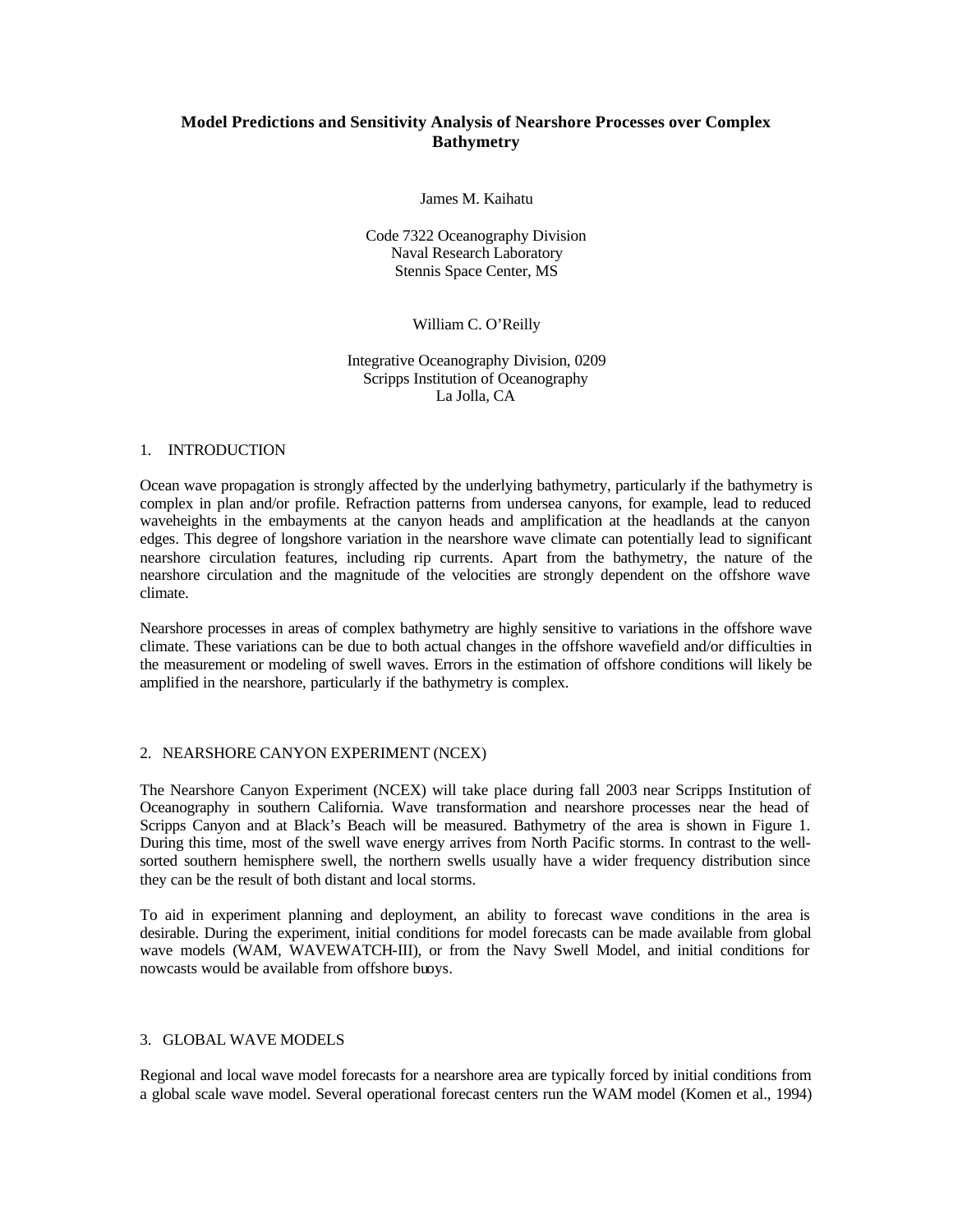# Model Predictions and Sensitivity Analysis of Nearshore Processes over Complex Bathymetry

James M. Kaihatu

Code 7322 Oceanography Division
Naval Research Laboratory
Stennis Space Center, MS

William C. O'Reilly

Integrative Oceanography Division, 0209
Scripps Institution of Oceanography
La Jolla, CA

## 1. INTRODUCTION

Ocean wave propagation is strongly affected by the underlying bathymetry, particularly if the bathymetry is complex in plan and/or profile. Refraction patterns from undersea canyons, for example, lead to reduced waveheights in the embayments at the canyon heads and amplification at the headlands at the canyon edges. This degree of longshore variation in the nearshore wave climate can potentially lead to significant nearshore circulation features, including rip currents. Apart from the bathymetry, the nature of the nearshore circulation and the magnitude of the velocities are strongly dependent on the offshore wave climate.

Nearshore processes in areas of complex bathymetry are highly sensitive to variations in the offshore wave climate. These variations can be due to both actual changes in the offshore wavefield and/or difficulties in the measurement or modeling of swell waves. Errors in the estimation of offshore conditions will likely be amplified in the nearshore, particularly if the bathymetry is complex.

## 2. NEARSHORE CANYON EXPERIMENT (NCEX)

The Nearshore Canyon Experiment (NCEX) will take place during fall 2003 near Scripps Institution of Oceanography in southern California. Wave transformation and nearshore processes near the head of Scripps Canyon and at Black's Beach will be measured. Bathymetry of the area is shown in Figure 1. During this time, most of the swell wave energy arrives from North Pacific storms. In contrast to the well-sorted southern hemisphere swell, the northern swells usually have a wider frequency distribution since they can be the result of both distant and local storms.

To aid in experiment planning and deployment, an ability to forecast wave conditions in the area is desirable. During the experiment, initial conditions for model forecasts can be made available from global wave models (WAM, WAVEWATCH-III), or from the Navy Swell Model, and initial conditions for nowcasts would be available from offshore buoys.

## 3. GLOBAL WAVE MODELS

Regional and local wave model forecasts for a nearshore area are typically forced by initial conditions from a global scale wave model. Several operational forecast centers run the WAM model (Komen et al., 1994)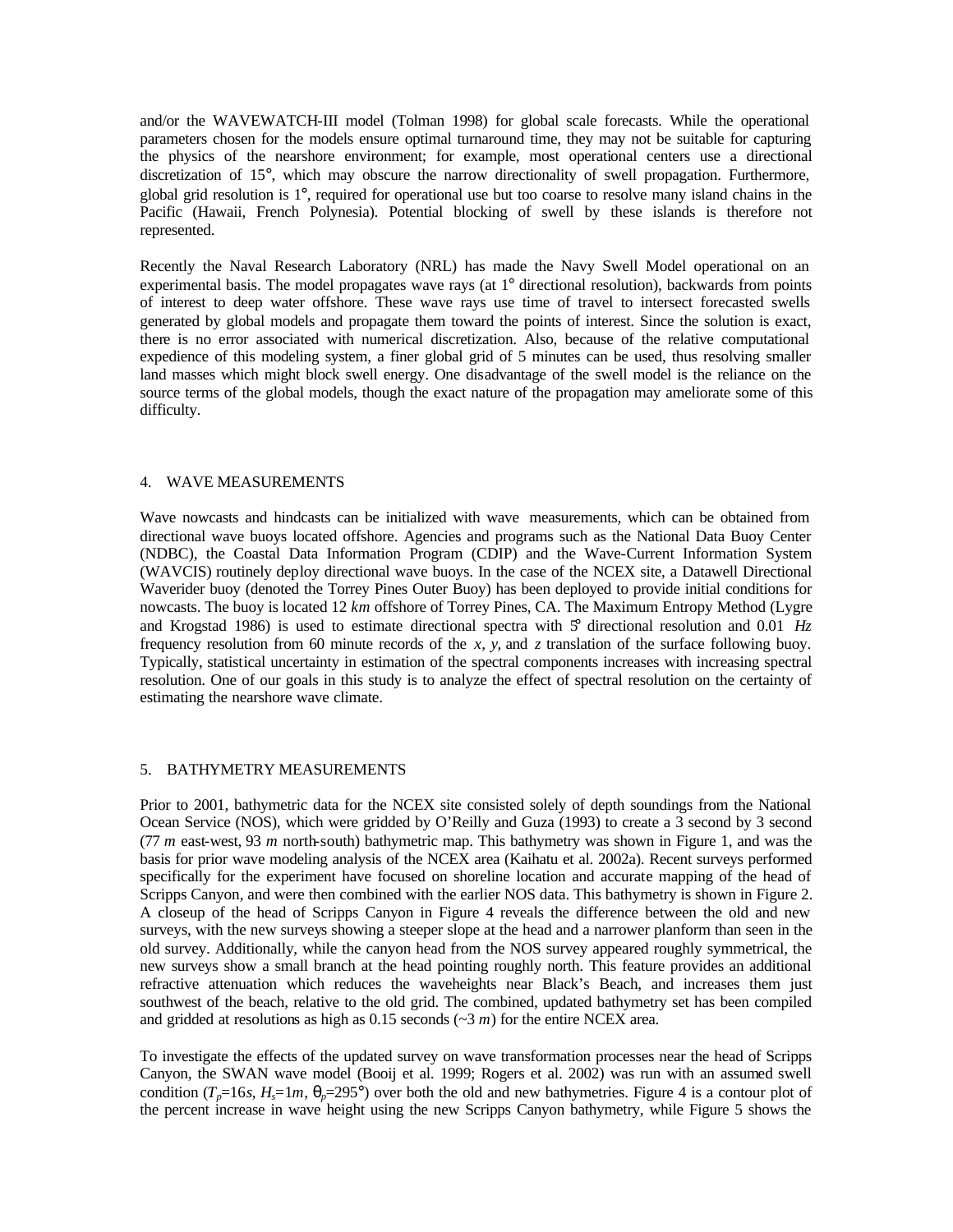and/or the WAVEWATCH-III model (Tolman 1998) for global scale forecasts. While the operational parameters chosen for the models ensure optimal turnaround time, they may not be suitable for capturing the physics of the nearshore environment; for example, most operational centers use a directional discretization of 15°, which may obscure the narrow directionality of swell propagation. Furthermore, global grid resolution is 1°, required for operational use but too coarse to resolve many island chains in the Pacific (Hawaii, French Polynesia). Potential blocking of swell by these islands is therefore not represented.

Recently the Naval Research Laboratory (NRL) has made the Navy Swell Model operational on an experimental basis. The model propagates wave rays (at 1° directional resolution), backwards from points of interest to deep water offshore. These wave rays use time of travel to intersect forecasted swells generated by global models and propagate them toward the points of interest. Since the solution is exact, there is no error associated with numerical discretization. Also, because of the relative computational expedience of this modeling system, a finer global grid of 5 minutes can be used, thus resolving smaller land masses which might block swell energy. One disadvantage of the swell model is the reliance on the source terms of the global models, though the exact nature of the propagation may ameliorate some of this difficulty.

## 4. WAVE MEASUREMENTS

Wave nowcasts and hindcasts can be initialized with wave measurements, which can be obtained from directional wave buoys located offshore. Agencies and programs such as the National Data Buoy Center (NDBC), the Coastal Data Information Program (CDIP) and the Wave-Current Information System (WAVCIS) routinely deploy directional wave buoys. In the case of the NCEX site, a Datawell Directional Waverider buoy (denoted the Torrey Pines Outer Buoy) has been deployed to provide initial conditions for nowcasts. The buoy is located 12 *km* offshore of Torrey Pines, CA. The Maximum Entropy Method (Lygre and Krogstad 1986) is used to estimate directional spectra with 5° directional resolution and 0.01 *Hz* frequency resolution from 60 minute records of the *x*, *y*, and *z* translation of the surface following buoy. Typically, statistical uncertainty in estimation of the spectral components increases with increasing spectral resolution. One of our goals in this study is to analyze the effect of spectral resolution on the certainty of estimating the nearshore wave climate.

## 5. BATHYMETRY MEASUREMENTS

Prior to 2001, bathymetric data for the NCEX site consisted solely of depth soundings from the National Ocean Service (NOS), which were gridded by O'Reilly and Guza (1993) to create a 3 second by 3 second (77 *m* east-west, 93 *m* north-south) bathymetric map. This bathymetry was shown in Figure 1, and was the basis for prior wave modeling analysis of the NCEX area (Kaihatu et al. 2002a). Recent surveys performed specifically for the experiment have focused on shoreline location and accurate mapping of the head of Scripps Canyon, and were then combined with the earlier NOS data. This bathymetry is shown in Figure 2. A closeup of the head of Scripps Canyon in Figure 4 reveals the difference between the old and new surveys, with the new surveys showing a steeper slope at the head and a narrower planform than seen in the old survey. Additionally, while the canyon head from the NOS survey appeared roughly symmetrical, the new surveys show a small branch at the head pointing roughly north. This feature provides an additional refractive attenuation which reduces the waveheights near Black's Beach, and increases them just southwest of the beach, relative to the old grid. The combined, updated bathymetry set has been compiled and gridded at resolutions as high as 0.15 seconds (~3 *m*) for the entire NCEX area.

To investigate the effects of the updated survey on wave transformation processes near the head of Scripps Canyon, the SWAN wave model (Booij et al. 1999; Rogers et al. 2002) was run with an assumed swell condition ($T_p$=16*s*, $H_s$=1*m*, $\theta_p$=295°) over both the old and new bathymetries. Figure 4 is a contour plot of the percent increase in wave height using the new Scripps Canyon bathymetry, while Figure 5 shows the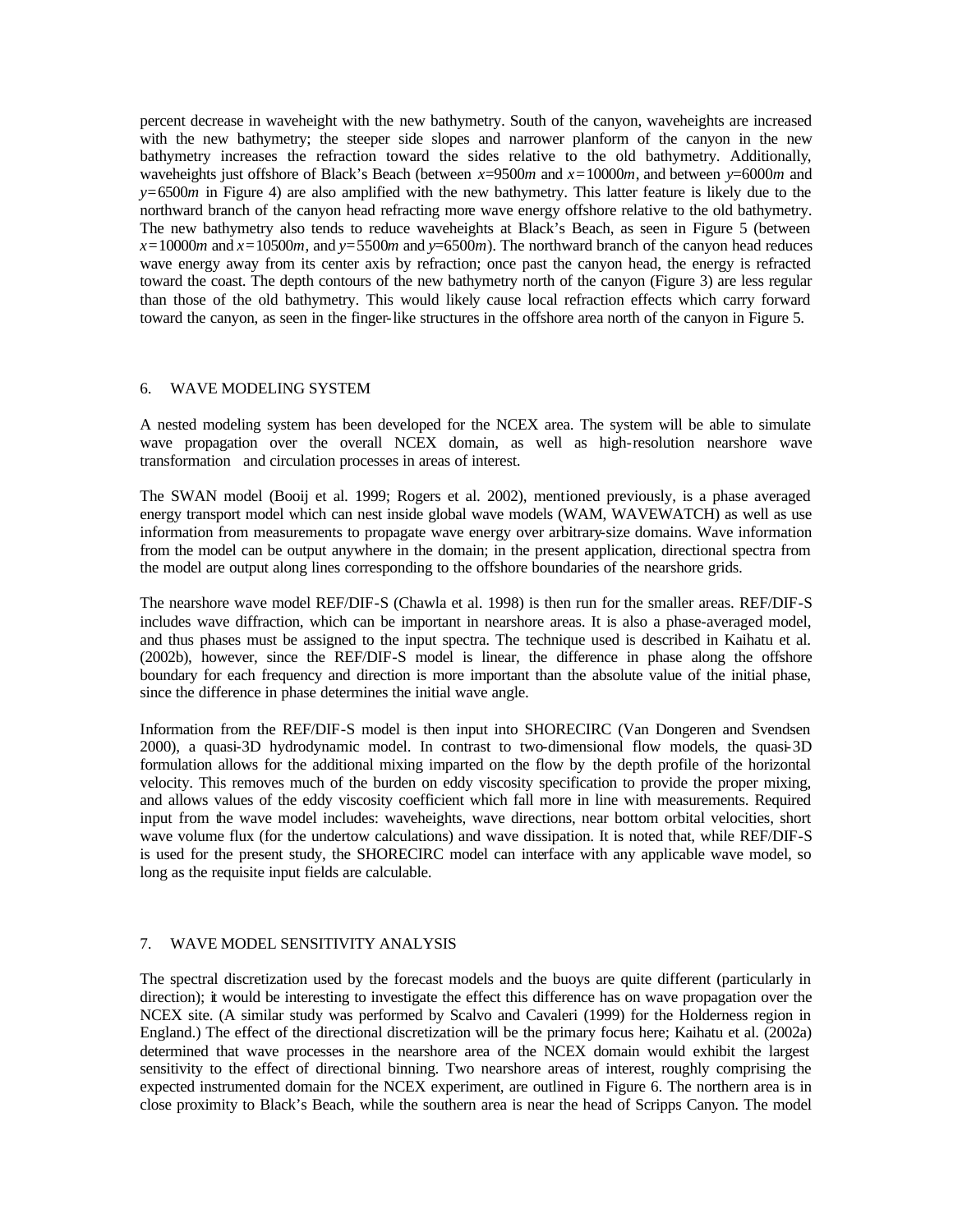percent decrease in waveheight with the new bathymetry. South of the canyon, waveheights are increased with the new bathymetry; the steeper side slopes and narrower planform of the canyon in the new bathymetry increases the refraction toward the sides relative to the old bathymetry. Additionally, waveheights just offshore of Black's Beach (between $x$=9500$m$ and $x$=10000$m$, and between $y$=6000$m$ and $y$=6500$m$ in Figure 4) are also amplified with the new bathymetry. This latter feature is likely due to the northward branch of the canyon head refracting more wave energy offshore relative to the old bathymetry. The new bathymetry also tends to reduce waveheights at Black's Beach, as seen in Figure 5 (between $x$=10000$m$ and $x$=10500$m$, and $y$=5500$m$ and $y$=6500$m$). The northward branch of the canyon head reduces wave energy away from its center axis by refraction; once past the canyon head, the energy is refracted toward the coast. The depth contours of the new bathymetry north of the canyon (Figure 3) are less regular than those of the old bathymetry. This would likely cause local refraction effects which carry forward toward the canyon, as seen in the finger-like structures in the offshore area north of the canyon in Figure 5.

## 6. WAVE MODELING SYSTEM

A nested modeling system has been developed for the NCEX area. The system will be able to simulate wave propagation over the overall NCEX domain, as well as high-resolution nearshore wave transformation and circulation processes in areas of interest.

The SWAN model (Booij et al. 1999; Rogers et al. 2002), mentioned previously, is a phase averaged energy transport model which can nest inside global wave models (WAM, WAVEWATCH) as well as use information from measurements to propagate wave energy over arbitrary-size domains. Wave information from the model can be output anywhere in the domain; in the present application, directional spectra from the model are output along lines corresponding to the offshore boundaries of the nearshore grids.

The nearshore wave model REF/DIF-S (Chawla et al. 1998) is then run for the smaller areas. REF/DIF-S includes wave diffraction, which can be important in nearshore areas. It is also a phase-averaged model, and thus phases must be assigned to the input spectra. The technique used is described in Kaihatu et al. (2002b), however, since the REF/DIF-S model is linear, the difference in phase along the offshore boundary for each frequency and direction is more important than the absolute value of the initial phase, since the difference in phase determines the initial wave angle.

Information from the REF/DIF-S model is then input into SHORECIRC (Van Dongeren and Svendsen 2000), a quasi-3D hydrodynamic model. In contrast to two-dimensional flow models, the quasi-3D formulation allows for the additional mixing imparted on the flow by the depth profile of the horizontal velocity. This removes much of the burden on eddy viscosity specification to provide the proper mixing, and allows values of the eddy viscosity coefficient which fall more in line with measurements. Required input from the wave model includes: waveheights, wave directions, near bottom orbital velocities, short wave volume flux (for the undertow calculations) and wave dissipation. It is noted that, while REF/DIF-S is used for the present study, the SHORECIRC model can interface with any applicable wave model, so long as the requisite input fields are calculable.

## 7. WAVE MODEL SENSITIVITY ANALYSIS

The spectral discretization used by the forecast models and the buoys are quite different (particularly in direction); it would be interesting to investigate the effect this difference has on wave propagation over the NCEX site. (A similar study was performed by Scalvo and Cavaleri (1999) for the Holderness region in England.) The effect of the directional discretization will be the primary focus here; Kaihatu et al. (2002a) determined that wave processes in the nearshore area of the NCEX domain would exhibit the largest sensitivity to the effect of directional binning. Two nearshore areas of interest, roughly comprising the expected instrumented domain for the NCEX experiment, are outlined in Figure 6. The northern area is in close proximity to Black's Beach, while the southern area is near the head of Scripps Canyon. The model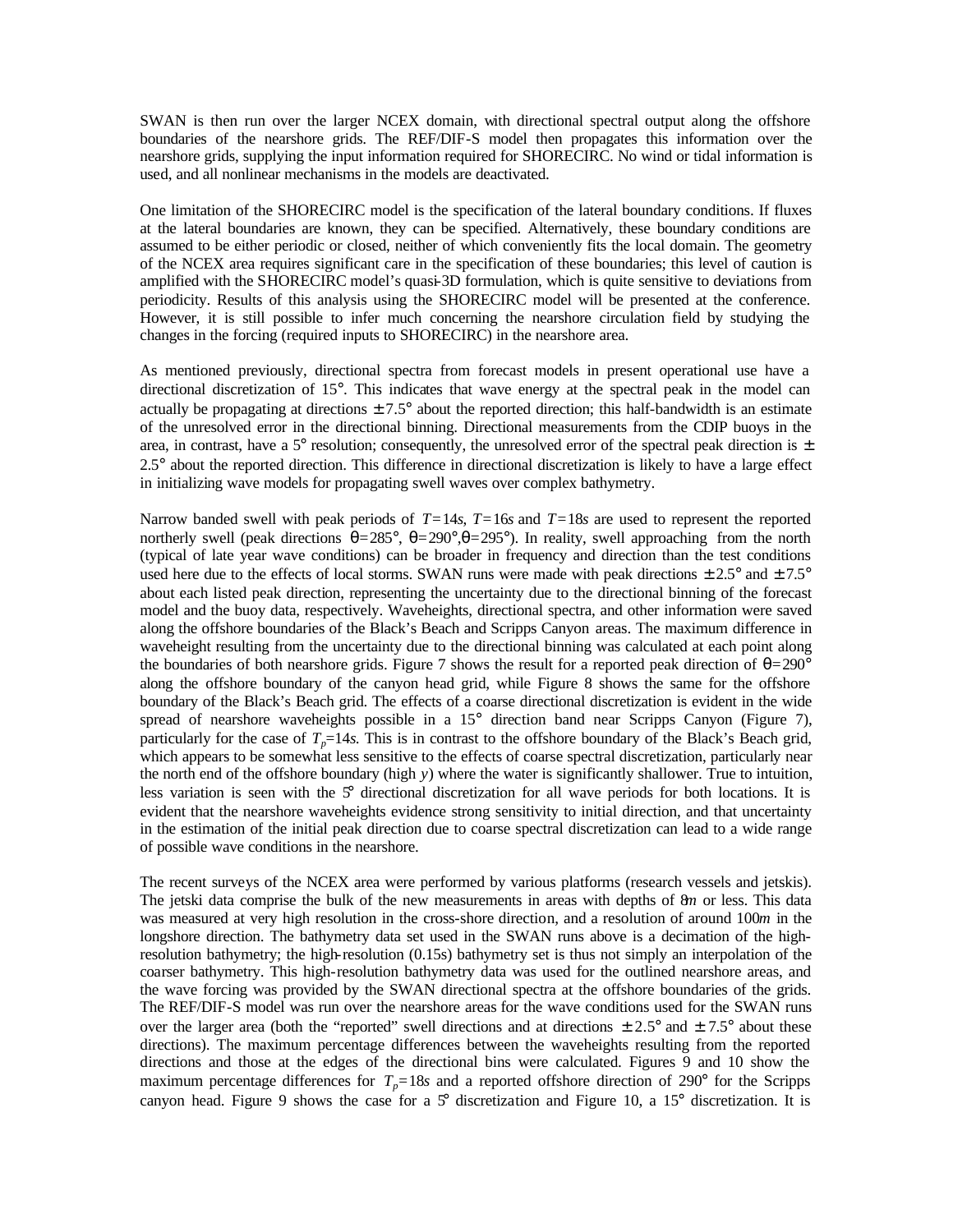SWAN is then run over the larger NCEX domain, with directional spectral output along the offshore boundaries of the nearshore grids. The REF/DIF-S model then propagates this information over the nearshore grids, supplying the input information required for SHORECIRC. No wind or tidal information is used, and all nonlinear mechanisms in the models are deactivated.

One limitation of the SHORECIRC model is the specification of the lateral boundary conditions. If fluxes at the lateral boundaries are known, they can be specified. Alternatively, these boundary conditions are assumed to be either periodic or closed, neither of which conveniently fits the local domain. The geometry of the NCEX area requires significant care in the specification of these boundaries; this level of caution is amplified with the SHORECIRC model's quasi-3D formulation, which is quite sensitive to deviations from periodicity. Results of this analysis using the SHORECIRC model will be presented at the conference. However, it is still possible to infer much concerning the nearshore circulation field by studying the changes in the forcing (required inputs to SHORECIRC) in the nearshore area.

As mentioned previously, directional spectra from forecast models in present operational use have a directional discretization of 15°. This indicates that wave energy at the spectral peak in the model can actually be propagating at directions ± 7.5° about the reported direction; this half-bandwidth is an estimate of the unresolved error in the directional binning. Directional measurements from the CDIP buoys in the area, in contrast, have a 5° resolution; consequently, the unresolved error of the spectral peak direction is ± 2.5° about the reported direction. This difference in directional discretization is likely to have a large effect in initializing wave models for propagating swell waves over complex bathymetry.

Narrow banded swell with peak periods of $T=14s$, $T=16s$ and $T=18s$ are used to represent the reported northerly swell (peak directions $\theta=285°$, $\theta=290°$, $\theta=295°$). In reality, swell approaching from the north (typical of late year wave conditions) can be broader in frequency and direction than the test conditions used here due to the effects of local storms. SWAN runs were made with peak directions ± 2.5° and ± 7.5° about each listed peak direction, representing the uncertainty due to the directional binning of the forecast model and the buoy data, respectively. Waveheights, directional spectra, and other information were saved along the offshore boundaries of the Black's Beach and Scripps Canyon areas. The maximum difference in waveheight resulting from the uncertainty due to the directional binning was calculated at each point along the boundaries of both nearshore grids. Figure 7 shows the result for a reported peak direction of $\theta=290°$ along the offshore boundary of the canyon head grid, while Figure 8 shows the same for the offshore boundary of the Black's Beach grid. The effects of a coarse directional discretization is evident in the wide spread of nearshore waveheights possible in a 15° direction band near Scripps Canyon (Figure 7), particularly for the case of $T_p=14s$. This is in contrast to the offshore boundary of the Black's Beach grid, which appears to be somewhat less sensitive to the effects of coarse spectral discretization, particularly near the north end of the offshore boundary (high $y$) where the water is significantly shallower. True to intuition, less variation is seen with the 5° directional discretization for all wave periods for both locations. It is evident that the nearshore waveheights evidence strong sensitivity to initial direction, and that uncertainty in the estimation of the initial peak direction due to coarse spectral discretization can lead to a wide range of possible wave conditions in the nearshore.

The recent surveys of the NCEX area were performed by various platforms (research vessels and jetskis). The jetski data comprise the bulk of the new measurements in areas with depths of 8$m$ or less. This data was measured at very high resolution in the cross-shore direction, and a resolution of around 100$m$ in the longshore direction. The bathymetry data set used in the SWAN runs above is a decimation of the high-resolution bathymetry; the high-resolution (0.15s) bathymetry set is thus not simply an interpolation of the coarser bathymetry. This high-resolution bathymetry data was used for the outlined nearshore areas, and the wave forcing was provided by the SWAN directional spectra at the offshore boundaries of the grids. The REF/DIF-S model was run over the nearshore areas for the wave conditions used for the SWAN runs over the larger area (both the "reported" swell directions and at directions ± 2.5° and ± 7.5° about these directions). The maximum percentage differences between the waveheights resulting from the reported directions and those at the edges of the directional bins were calculated. Figures 9 and 10 show the maximum percentage differences for $T_p=18s$ and a reported offshore direction of 290° for the Scripps canyon head. Figure 9 shows the case for a 5° discretization and Figure 10, a 15° discretization. It is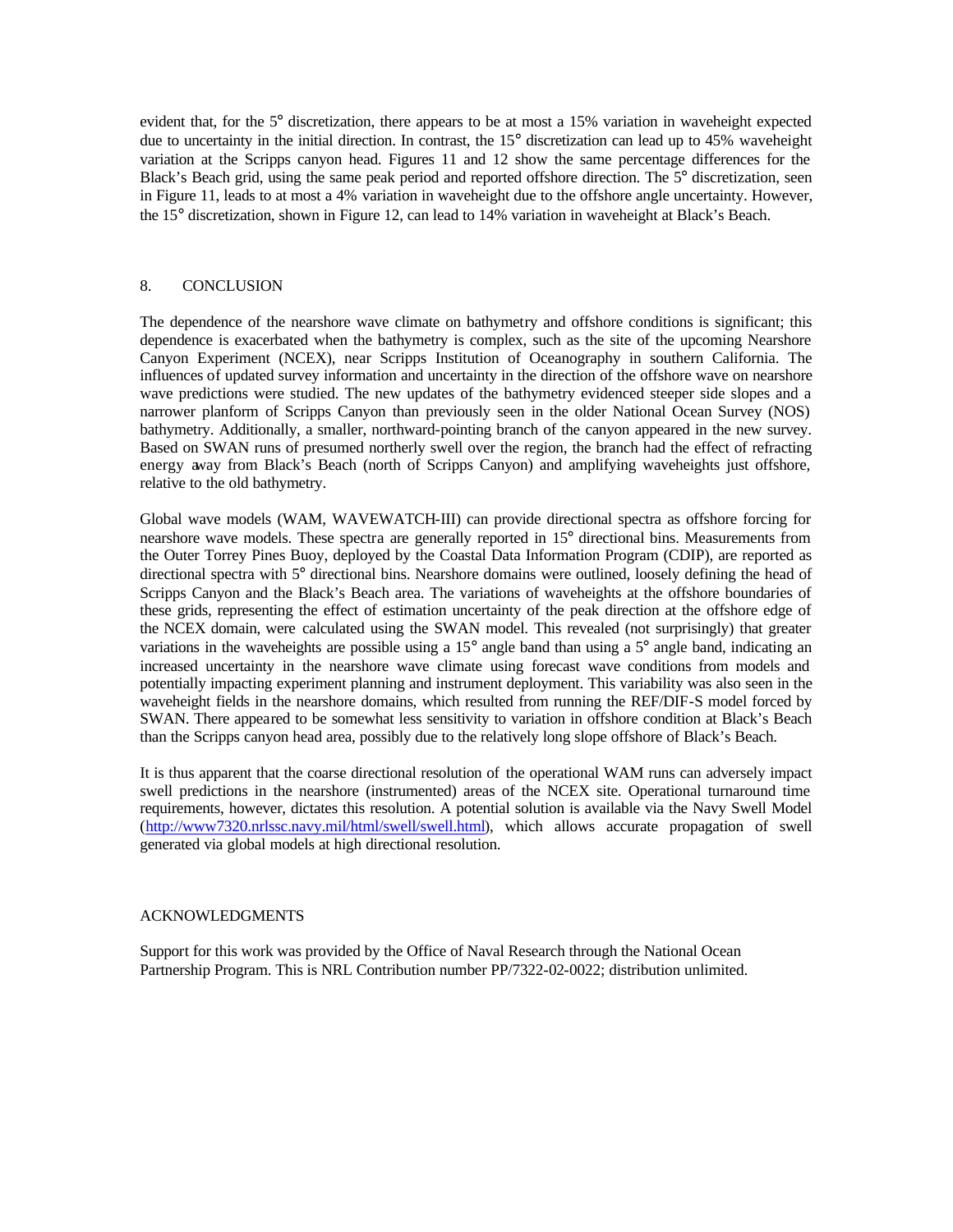evident that, for the 5° discretization, there appears to be at most a 15% variation in waveheight expected due to uncertainty in the initial direction. In contrast, the 15° discretization can lead up to 45% waveheight variation at the Scripps canyon head. Figures 11 and 12 show the same percentage differences for the Black's Beach grid, using the same peak period and reported offshore direction. The 5° discretization, seen in Figure 11, leads to at most a 4% variation in waveheight due to the offshore angle uncertainty. However, the 15° discretization, shown in Figure 12, can lead to 14% variation in waveheight at Black's Beach.

## 8. CONCLUSION

The dependence of the nearshore wave climate on bathymetry and offshore conditions is significant; this dependence is exacerbated when the bathymetry is complex, such as the site of the upcoming Nearshore Canyon Experiment (NCEX), near Scripps Institution of Oceanography in southern California. The influences of updated survey information and uncertainty in the direction of the offshore wave on nearshore wave predictions were studied. The new updates of the bathymetry evidenced steeper side slopes and a narrower planform of Scripps Canyon than previously seen in the older National Ocean Survey (NOS) bathymetry. Additionally, a smaller, northward-pointing branch of the canyon appeared in the new survey. Based on SWAN runs of presumed northerly swell over the region, the branch had the effect of refracting energy away from Black's Beach (north of Scripps Canyon) and amplifying waveheights just offshore, relative to the old bathymetry.

Global wave models (WAM, WAVEWATCH-III) can provide directional spectra as offshore forcing for nearshore wave models. These spectra are generally reported in 15° directional bins. Measurements from the Outer Torrey Pines Buoy, deployed by the Coastal Data Information Program (CDIP), are reported as directional spectra with 5° directional bins. Nearshore domains were outlined, loosely defining the head of Scripps Canyon and the Black's Beach area. The variations of waveheights at the offshore boundaries of these grids, representing the effect of estimation uncertainty of the peak direction at the offshore edge of the NCEX domain, were calculated using the SWAN model. This revealed (not surprisingly) that greater variations in the waveheights are possible using a 15° angle band than using a 5° angle band, indicating an increased uncertainty in the nearshore wave climate using forecast wave conditions from models and potentially impacting experiment planning and instrument deployment. This variability was also seen in the waveheight fields in the nearshore domains, which resulted from running the REF/DIF-S model forced by SWAN. There appeared to be somewhat less sensitivity to variation in offshore condition at Black's Beach than the Scripps canyon head area, possibly due to the relatively long slope offshore of Black's Beach.

It is thus apparent that the coarse directional resolution of the operational WAM runs can adversely impact swell predictions in the nearshore (instrumented) areas of the NCEX site. Operational turnaround time requirements, however, dictates this resolution. A potential solution is available via the Navy Swell Model (http://www7320.nrlssc.navy.mil/html/swell/swell.html), which allows accurate propagation of swell generated via global models at high directional resolution.

## ACKNOWLEDGMENTS

Support for this work was provided by the Office of Naval Research through the National Ocean Partnership Program. This is NRL Contribution number PP/7322-02-0022; distribution unlimited.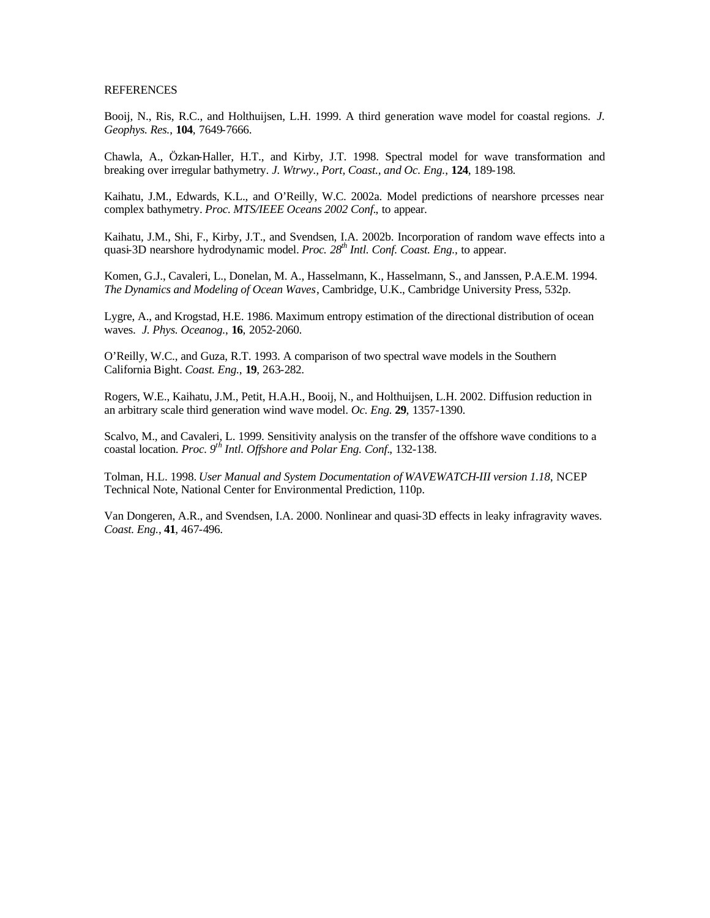## REFERENCES

Booij, N., Ris, R.C., and Holthuijsen, L.H. 1999. A third generation wave model for coastal regions. *J. Geophys. Res.*, **104**, 7649-7666.

Chawla, A., Özkan-Haller, H.T., and Kirby, J.T. 1998. Spectral model for wave transformation and breaking over irregular bathymetry. *J. Wtrwy., Port, Coast., and Oc. Eng.*, **124**, 189-198.

Kaihatu, J.M., Edwards, K.L., and O'Reilly, W.C. 2002a. Model predictions of nearshore prcesses near complex bathymetry. *Proc. MTS/IEEE Oceans 2002 Conf.*, to appear.

Kaihatu, J.M., Shi, F., Kirby, J.T., and Svendsen, I.A. 2002b. Incorporation of random wave effects into a quasi-3D nearshore hydrodynamic model. *Proc. 28$^{th}$ Intl. Conf. Coast. Eng.*, to appear.

Komen, G.J., Cavaleri, L., Donelan, M. A., Hasselmann, K., Hasselmann, S., and Janssen, P.A.E.M. 1994. *The Dynamics and Modeling of Ocean Waves*, Cambridge, U.K., Cambridge University Press, 532p.

Lygre, A., and Krogstad, H.E. 1986. Maximum entropy estimation of the directional distribution of ocean waves. *J. Phys. Oceanog.*, **16**, 2052-2060.

O'Reilly, W.C., and Guza, R.T. 1993. A comparison of two spectral wave models in the Southern California Bight. *Coast. Eng.*, **19**, 263-282.

Rogers, W.E., Kaihatu, J.M., Petit, H.A.H., Booij, N., and Holthuijsen, L.H. 2002. Diffusion reduction in an arbitrary scale third generation wind wave model. *Oc. Eng.* **29**, 1357-1390.

Scalvo, M., and Cavaleri, L. 1999. Sensitivity analysis on the transfer of the offshore wave conditions to a coastal location. *Proc. 9$^{th}$ Intl. Offshore and Polar Eng. Conf.*, 132-138.

Tolman, H.L. 1998. *User Manual and System Documentation of WAVEWATCH-III version 1.18*, NCEP Technical Note, National Center for Environmental Prediction, 110p.

Van Dongeren, A.R., and Svendsen, I.A. 2000. Nonlinear and quasi-3D effects in leaky infragravity waves. *Coast. Eng.*, **41**, 467-496.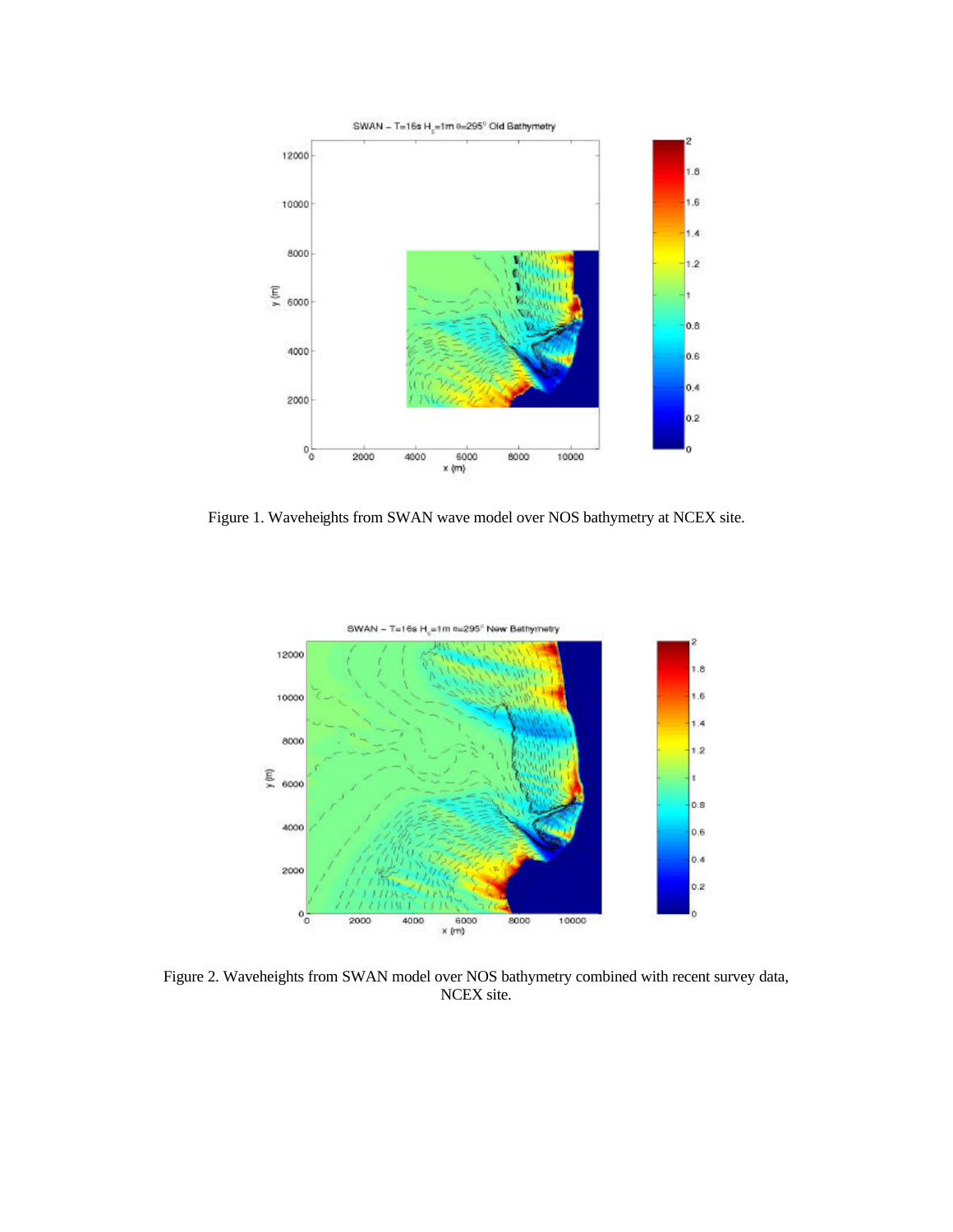Figure 1. Waveheights from SWAN wave model over NOS bathymetry at NCEX site.

Figure 2. Waveheights from SWAN model over NOS bathymetry combined with recent survey data, NCEX site.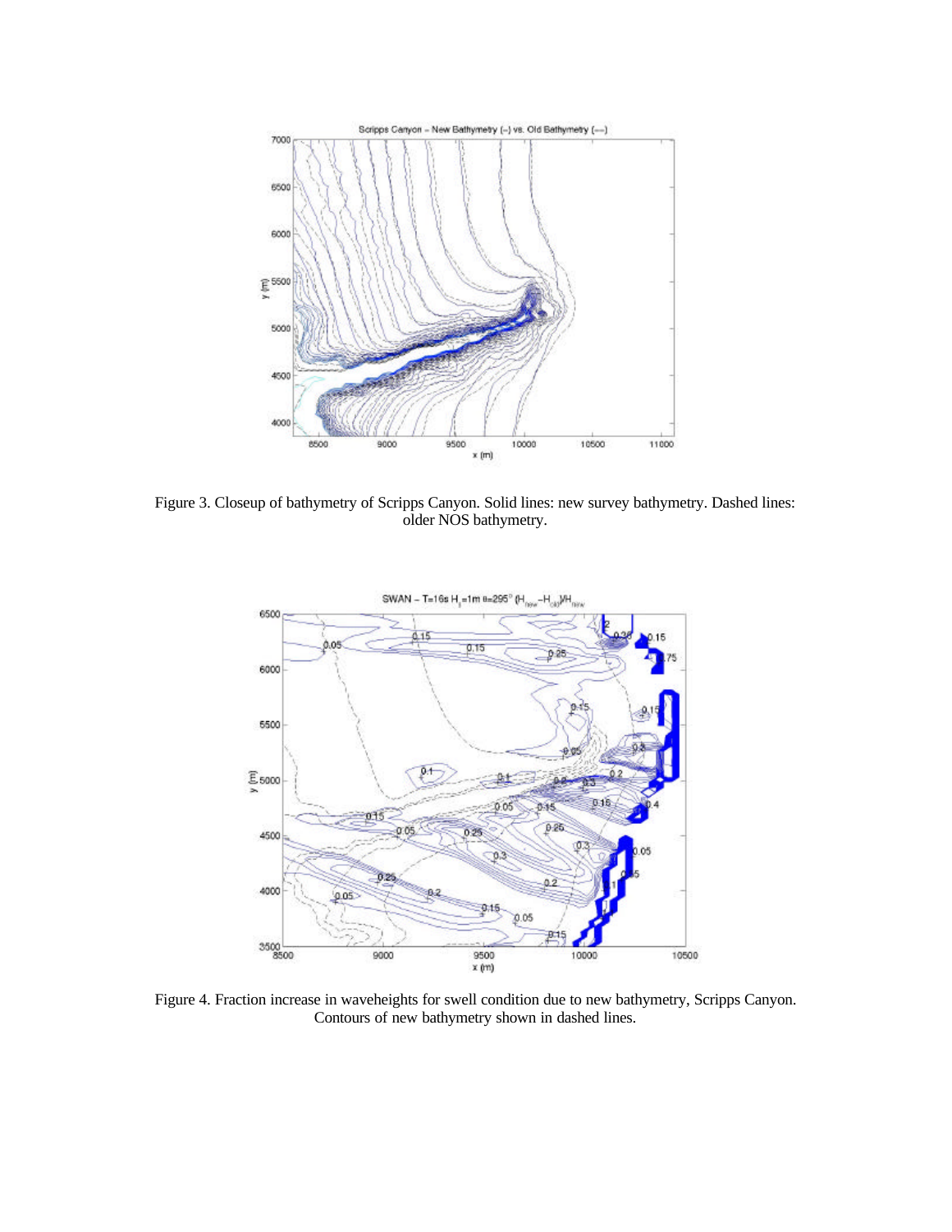Figure 3. Closeup of bathymetry of Scripps Canyon. Solid lines: new survey bathymetry. Dashed lines: older NOS bathymetry.

Figure 4. Fraction increase in waveheights for swell condition due to new bathymetry, Scripps Canyon. Contours of new bathymetry shown in dashed lines.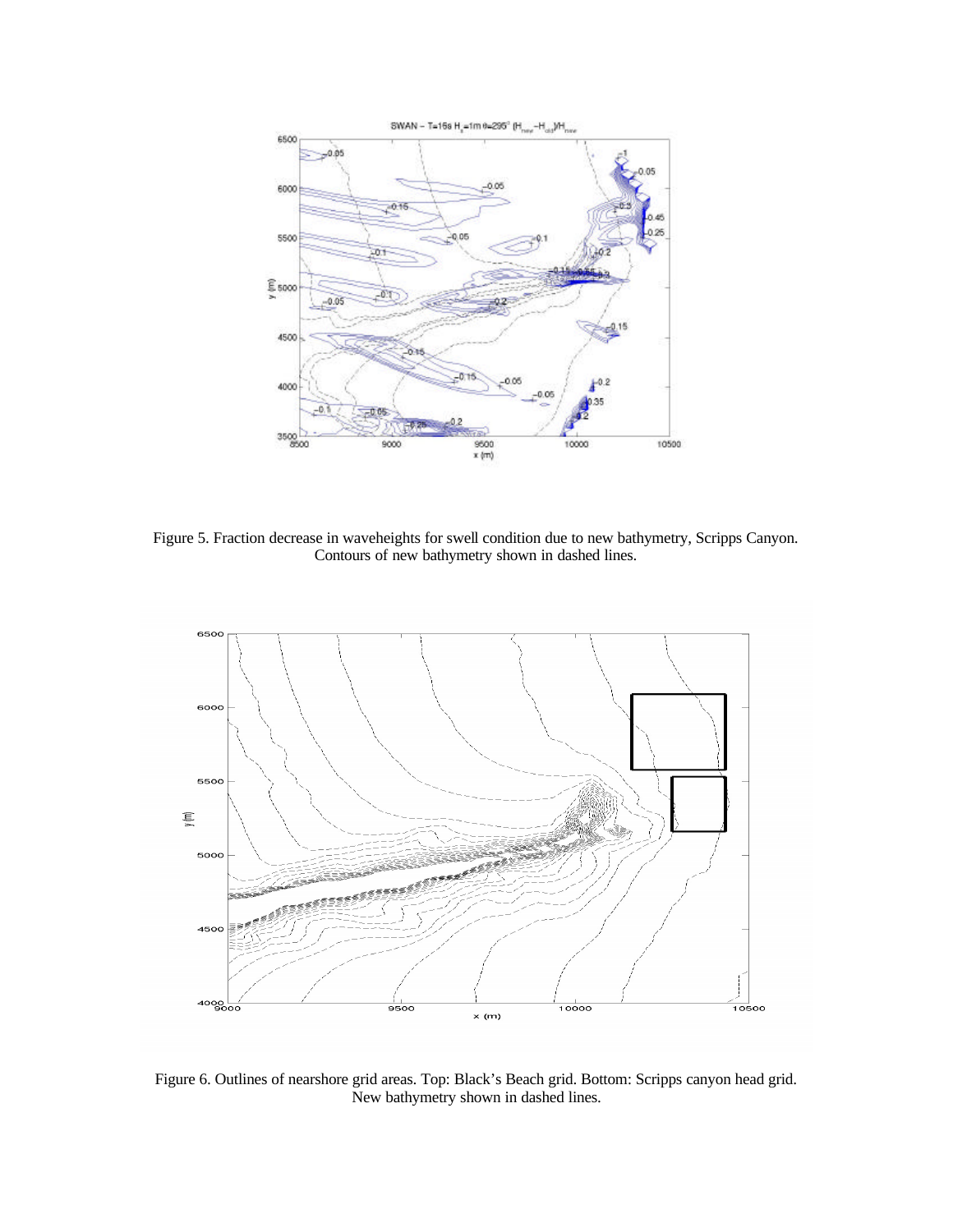Figure 5. Fraction decrease in waveheights for swell condition due to new bathymetry, Scripps Canyon. Contours of new bathymetry shown in dashed lines.

Figure 6. Outlines of nearshore grid areas. Top: Black's Beach grid. Bottom: Scripps canyon head grid. New bathymetry shown in dashed lines.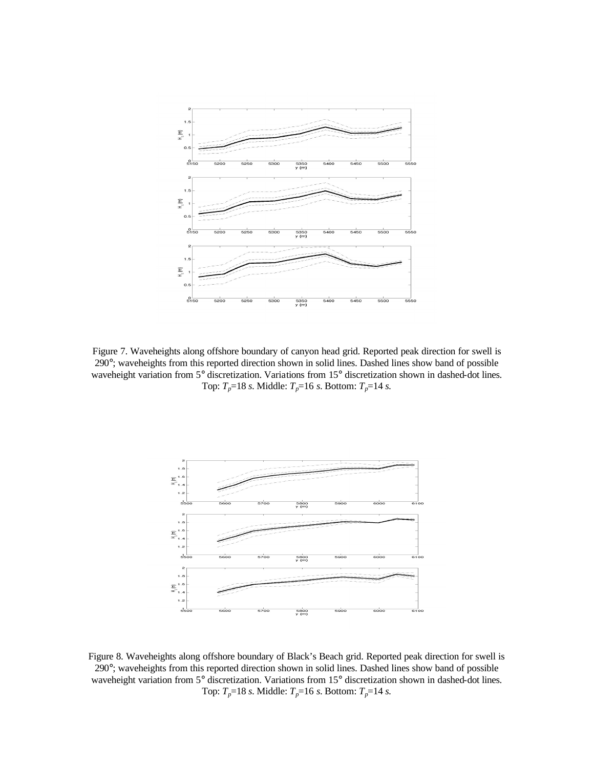Figure 7. Waveheights along offshore boundary of canyon head grid. Reported peak direction for swell is 290°; waveheights from this reported direction shown in solid lines. Dashed lines show band of possible waveheight variation from 5° discretization. Variations from 15° discretization shown in dashed-dot lines. Top: $T_p$=18 *s*. Middle: $T_p$=16 *s*. Bottom: $T_p$=14 *s*.

Figure 8. Waveheights along offshore boundary of Black's Beach grid. Reported peak direction for swell is 290°; waveheights from this reported direction shown in solid lines. Dashed lines show band of possible waveheight variation from 5° discretization. Variations from 15° discretization shown in dashed-dot lines. Top: $T_p$=18 *s*. Middle: $T_p$=16 *s*. Bottom: $T_p$=14 *s*.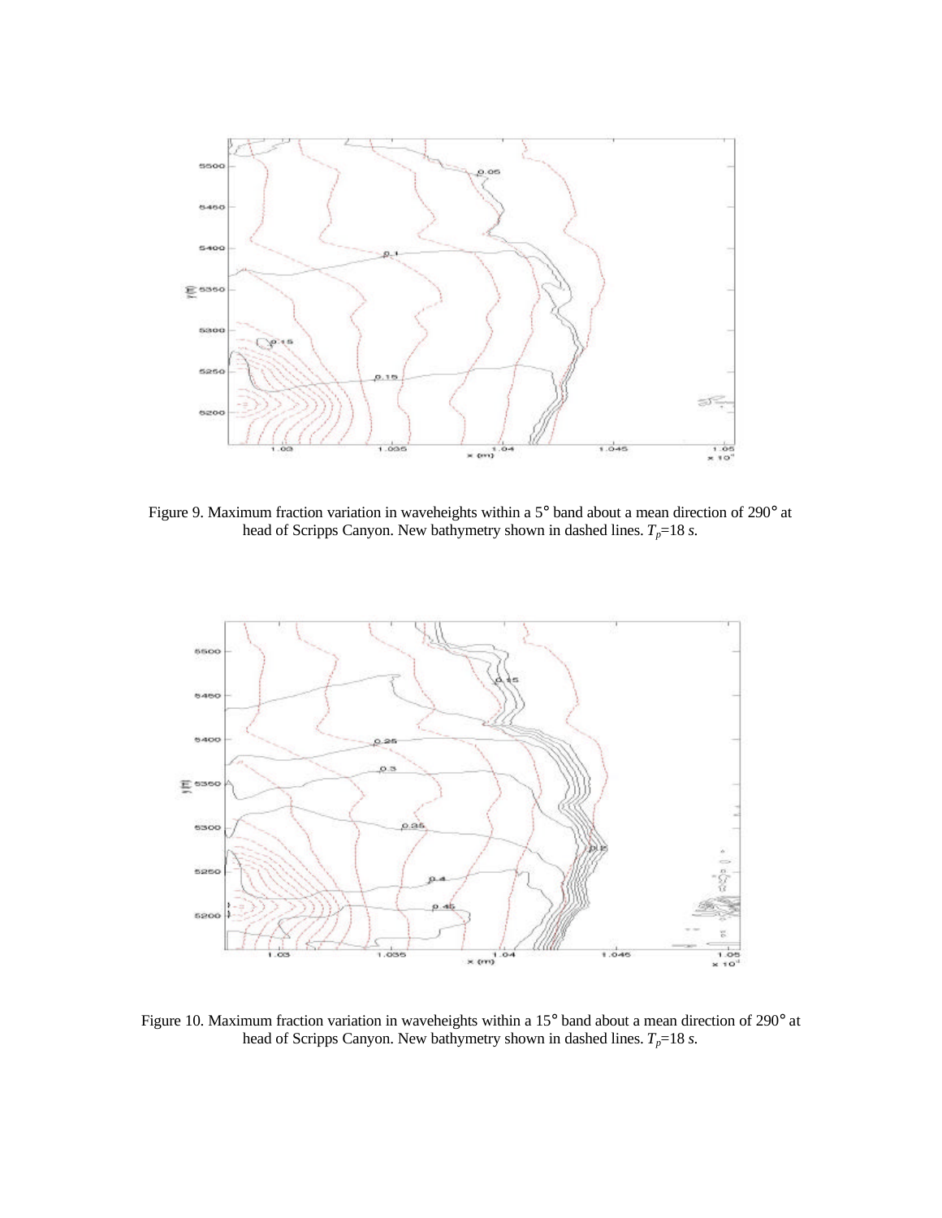Figure 9. Maximum fraction variation in waveheights within a 5° band about a mean direction of 290° at head of Scripps Canyon. New bathymetry shown in dashed lines. $T_p$=18 *s*.

Figure 10. Maximum fraction variation in waveheights within a 15° band about a mean direction of 290° at head of Scripps Canyon. New bathymetry shown in dashed lines. $T_p$=18 *s*.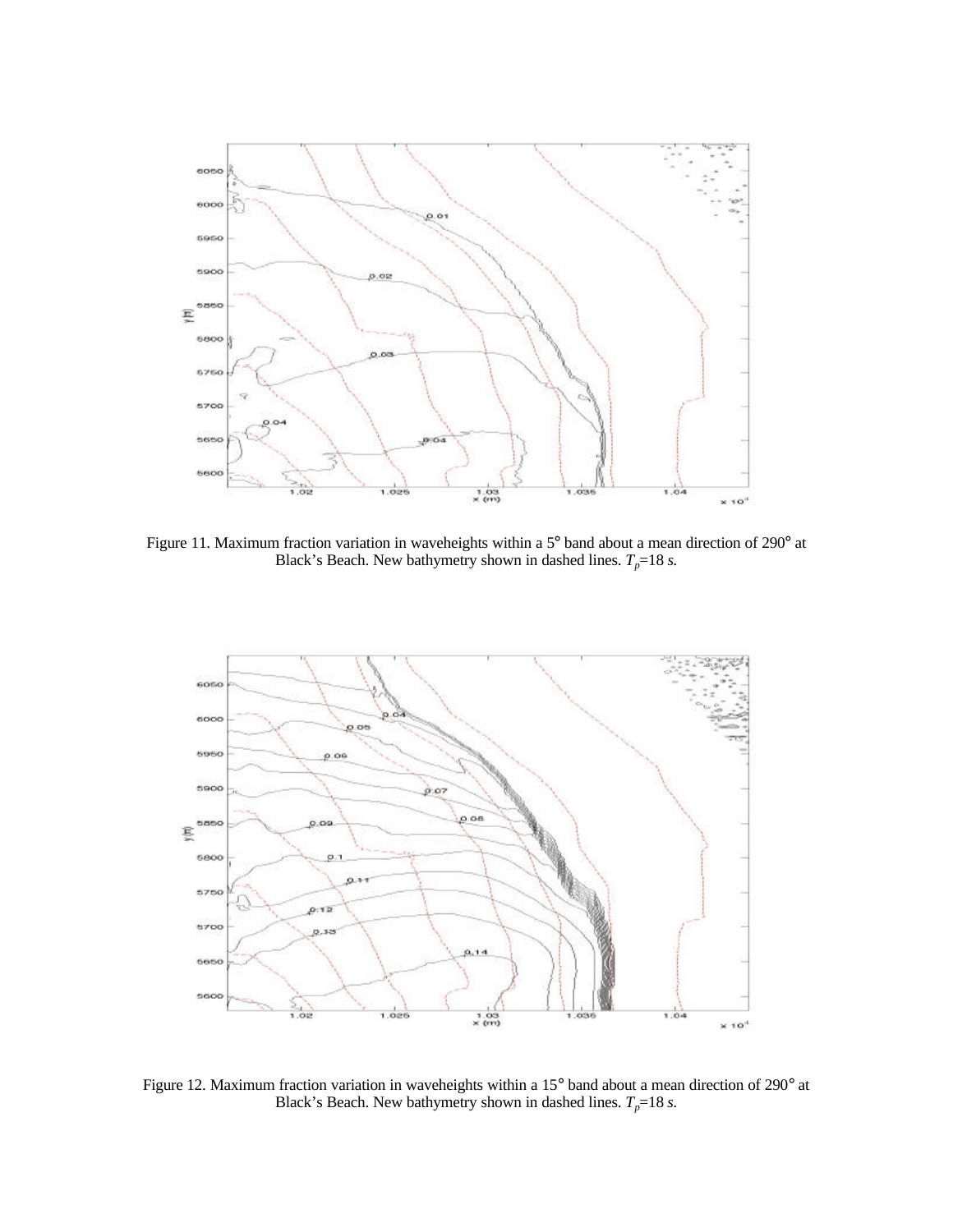6050
6000
5950
5900
5850
5800
5750
5700
5650
5600

y (m)

1.02
1.025
1.03
1.035
1.04

x (m)

x 10^4

0.01
0.02
0.03
0.04
0.04

Figure 11. Maximum fraction variation in waveheights within a 5° band about a mean direction of 290° at Black's Beach. New bathymetry shown in dashed lines. $T_p$=18 *s*.

6050
6000
5950
5900
5850
5800
5750
5700
5650
5600

y (m)

1.02
1.025
1.03
1.035
1.04

x (m)

x 10^4

0.04
0.05
0.06
0.07
0.08
0.09
0.1
0.11
0.12
0.13
0.14

Figure 12. Maximum fraction variation in waveheights within a 15° band about a mean direction of 290° at Black's Beach. New bathymetry shown in dashed lines. $T_p$=18 *s*.